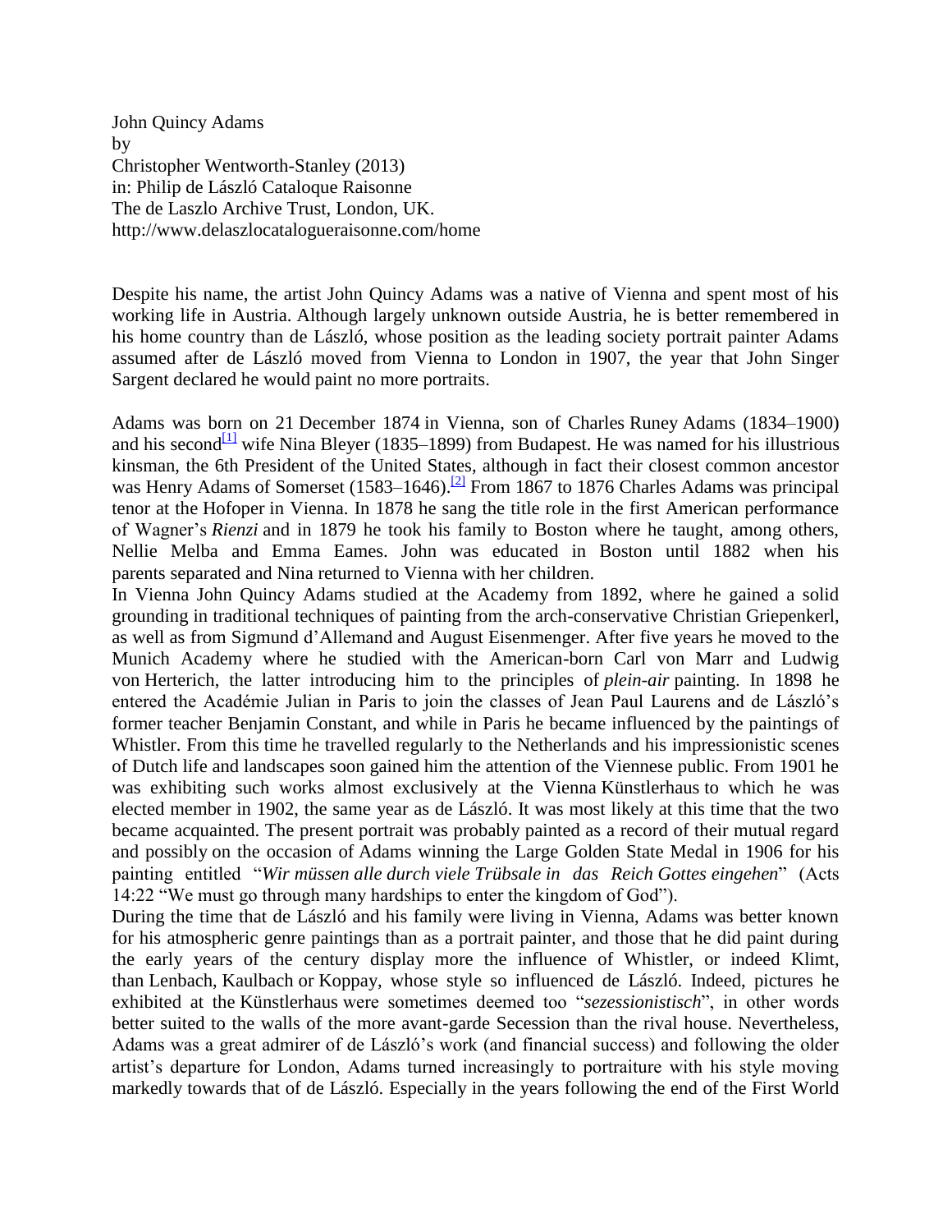John Quincy Adams
by
Christopher Wentworth-Stanley (2013)
in: Philip de László Cataloque Raisonne
The de Laszlo Archive Trust, London, UK.
http://www.delaszlocatalogueraisonne.com/home

Despite his name, the artist John Quincy Adams was a native of Vienna and spent most of his working life in Austria. Although largely unknown outside Austria, he is better remembered in his home country than de László, whose position as the leading society portrait painter Adams assumed after de László moved from Vienna to London in 1907, the year that John Singer Sargent declared he would paint no more portraits.

Adams was born on 21 December 1874 in Vienna, son of Charles Runey Adams (1834–1900) and his second[1] wife Nina Bleyer (1835–1899) from Budapest. He was named for his illustrious kinsman, the 6th President of the United States, although in fact their closest common ancestor was Henry Adams of Somerset (1583–1646).[2] From 1867 to 1876 Charles Adams was principal tenor at the Hofoper in Vienna. In 1878 he sang the title role in the first American performance of Wagner's *Rienzi* and in 1879 he took his family to Boston where he taught, among others, Nellie Melba and Emma Eames. John was educated in Boston until 1882 when his parents separated and Nina returned to Vienna with her children.

In Vienna John Quincy Adams studied at the Academy from 1892, where he gained a solid grounding in traditional techniques of painting from the arch-conservative Christian Griepenkerl, as well as from Sigmund d'Allemand and August Eisenmenger. After five years he moved to the Munich Academy where he studied with the American-born Carl von Marr and Ludwig von Herterich, the latter introducing him to the principles of *plein-air* painting. In 1898 he entered the Académie Julian in Paris to join the classes of Jean Paul Laurens and de László's former teacher Benjamin Constant, and while in Paris he became influenced by the paintings of Whistler. From this time he travelled regularly to the Netherlands and his impressionistic scenes of Dutch life and landscapes soon gained him the attention of the Viennese public. From 1901 he was exhibiting such works almost exclusively at the Vienna Künstlerhaus to which he was elected member in 1902, the same year as de László. It was most likely at this time that the two became acquainted. The present portrait was probably painted as a record of their mutual regard and possibly on the occasion of Adams winning the Large Golden State Medal in 1906 for his painting entitled "*Wir müssen alle durch viele Trübsale in das Reich Gottes eingehen*" (Acts 14:22 "We must go through many hardships to enter the kingdom of God").

During the time that de László and his family were living in Vienna, Adams was better known for his atmospheric genre paintings than as a portrait painter, and those that he did paint during the early years of the century display more the influence of Whistler, or indeed Klimt, than Lenbach, Kaulbach or Koppay, whose style so influenced de László. Indeed, pictures he exhibited at the Künstlerhaus were sometimes deemed too "*sezessionistisch*", in other words better suited to the walls of the more avant-garde Secession than the rival house. Nevertheless, Adams was a great admirer of de László's work (and financial success) and following the older artist's departure for London, Adams turned increasingly to portraiture with his style moving markedly towards that of de László. Especially in the years following the end of the First World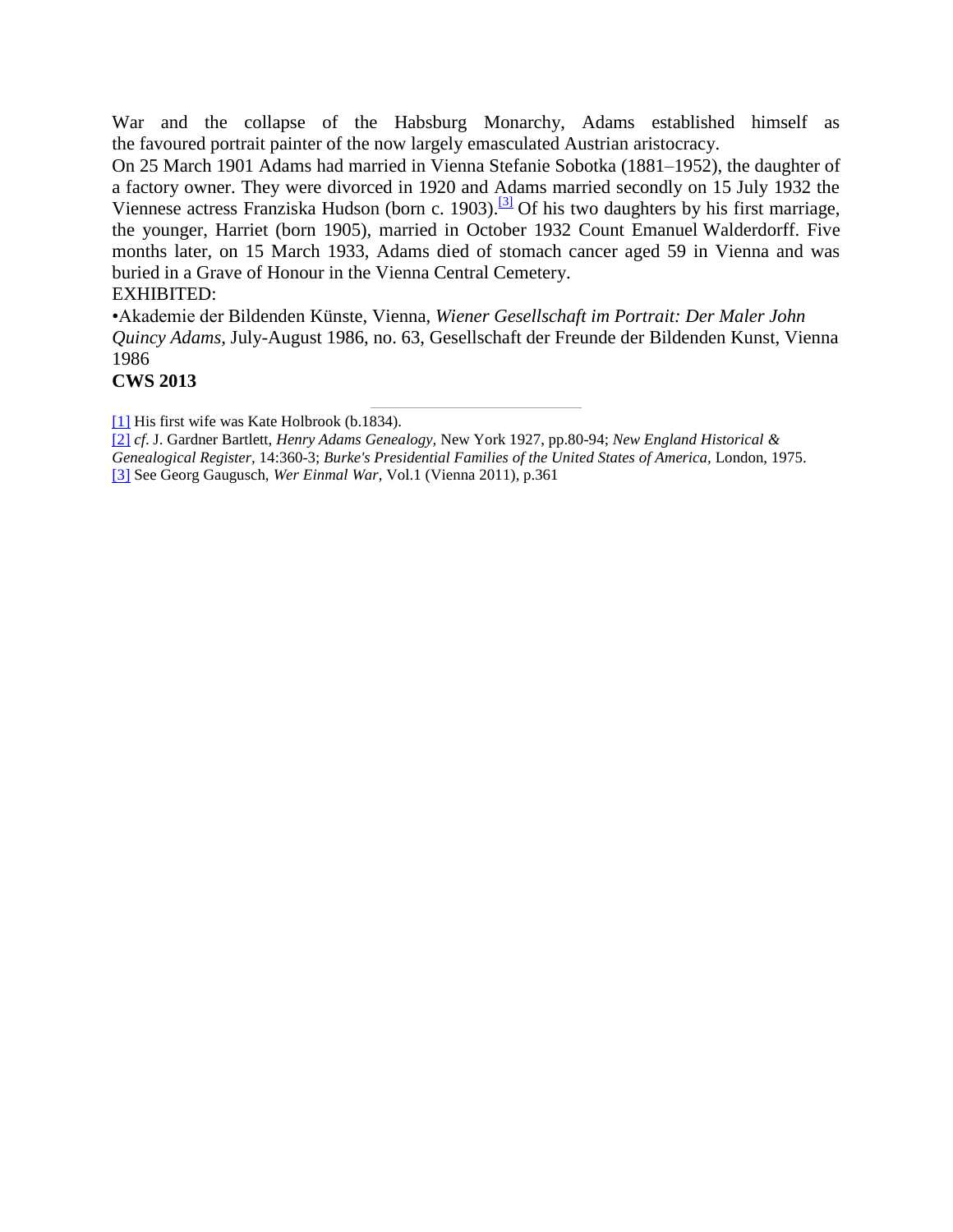War and the collapse of the Habsburg Monarchy, Adams established himself as the favoured portrait painter of the now largely emasculated Austrian aristocracy.

On 25 March 1901 Adams had married in Vienna Stefanie Sobotka (1881–1952), the daughter of a factory owner. They were divorced in 1920 and Adams married secondly on 15 July 1932 the Viennese actress Franziska Hudson (born c. 1903).[3] Of his two daughters by his first marriage, the younger, Harriet (born 1905), married in October 1932 Count Emanuel Walderdorff. Five months later, on 15 March 1933, Adams died of stomach cancer aged 59 in Vienna and was buried in a Grave of Honour in the Vienna Central Cemetery.

EXHIBITED:

•Akademie der Bildenden Künste, Vienna, *Wiener Gesellschaft im Portrait: Der Maler John Quincy Adams*, July-August 1986, no. 63, Gesellschaft der Freunde der Bildenden Kunst, Vienna 1986

**CWS 2013**

---

[1] His first wife was Kate Holbrook (b.1834).

[2] *cf*. J. Gardner Bartlett, *Henry Adams Genealogy*, New York 1927, pp.80-94; *New England Historical & Genealogical Register*, 14:360-3; *Burke's Presidential Families of the United States of America*, London, 1975.

[3] See Georg Gaugusch, *Wer Einmal War*, Vol.1 (Vienna 2011), p.361